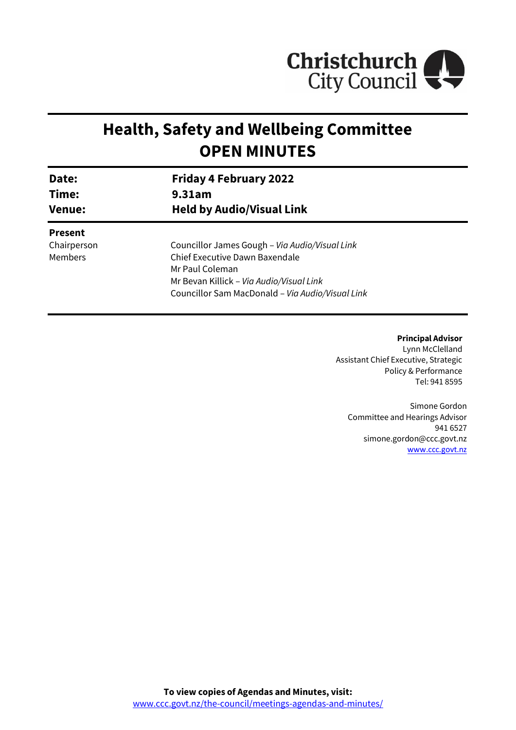# Health, Safety and Wellbeing Committee
# OPEN MINUTES

| | |
|---|---|
| **Date:** | **Friday 4 February 2022** |
| **Time:** | **9.31am** |
| **Venue:** | **Held by Audio/Visual Link** |

**Present**

| | |
|---|---|
| Chairperson | Councillor James Gough – *Via Audio/Visual Link* |
| Members | Chief Executive Dawn Baxendale |
| | Mr Paul Coleman |
| | Mr Bevan Killick – *Via Audio/Visual Link* |
| | Councillor Sam MacDonald – *Via Audio/Visual Link* |

**Principal Advisor**
Lynn McClelland
Assistant Chief Executive, Strategic Policy & Performance
Tel: 941 8595

Simone Gordon
Committee and Hearings Advisor
941 6527
simone.gordon@ccc.govt.nz
www.ccc.govt.nz

**To view copies of Agendas and Minutes, visit:**
www.ccc.govt.nz/the-council/meetings-agendas-and-minutes/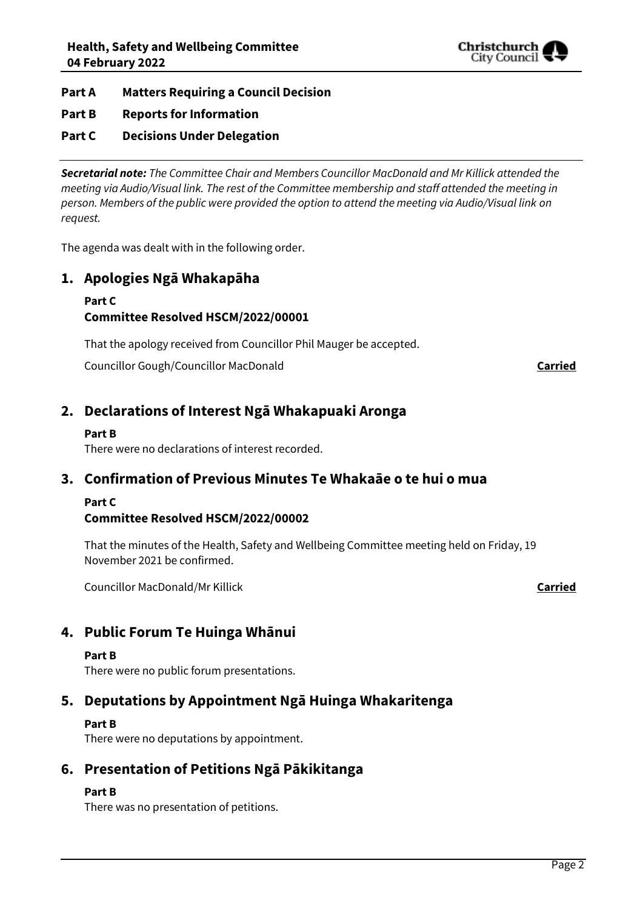**Part A Matters Requiring a Council Decision**

**Part B Reports for Information**

**Part C Decisions Under Delegation**

***Secretarial note:*** *The Committee Chair and Members Councillor MacDonald and Mr Killick attended the meeting via Audio/Visual link. The rest of the Committee membership and staff attended the meeting in person. Members of the public were provided the option to attend the meeting via Audio/Visual link on request.*

The agenda was dealt with in the following order.

## 1. Apologies Ngā Whakapāha

**Part C**

**Committee Resolved HSCM/2022/00001**

That the apology received from Councillor Phil Mauger be accepted.

Councillor Gough/Councillor MacDonald **Carried**

## 2. Declarations of Interest Ngā Whakapuaki Aronga

**Part B**

There were no declarations of interest recorded.

## 3. Confirmation of Previous Minutes Te Whakaāe o te hui o mua

**Part C**

**Committee Resolved HSCM/2022/00002**

That the minutes of the Health, Safety and Wellbeing Committee meeting held on Friday, 19 November 2021 be confirmed.

Councillor MacDonald/Mr Killick **Carried**

## 4. Public Forum Te Huinga Whānui

**Part B**

There were no public forum presentations.

## 5. Deputations by Appointment Ngā Huinga Whakaritenga

**Part B**

There were no deputations by appointment.

## 6. Presentation of Petitions Ngā Pākikitanga

**Part B**

There was no presentation of petitions.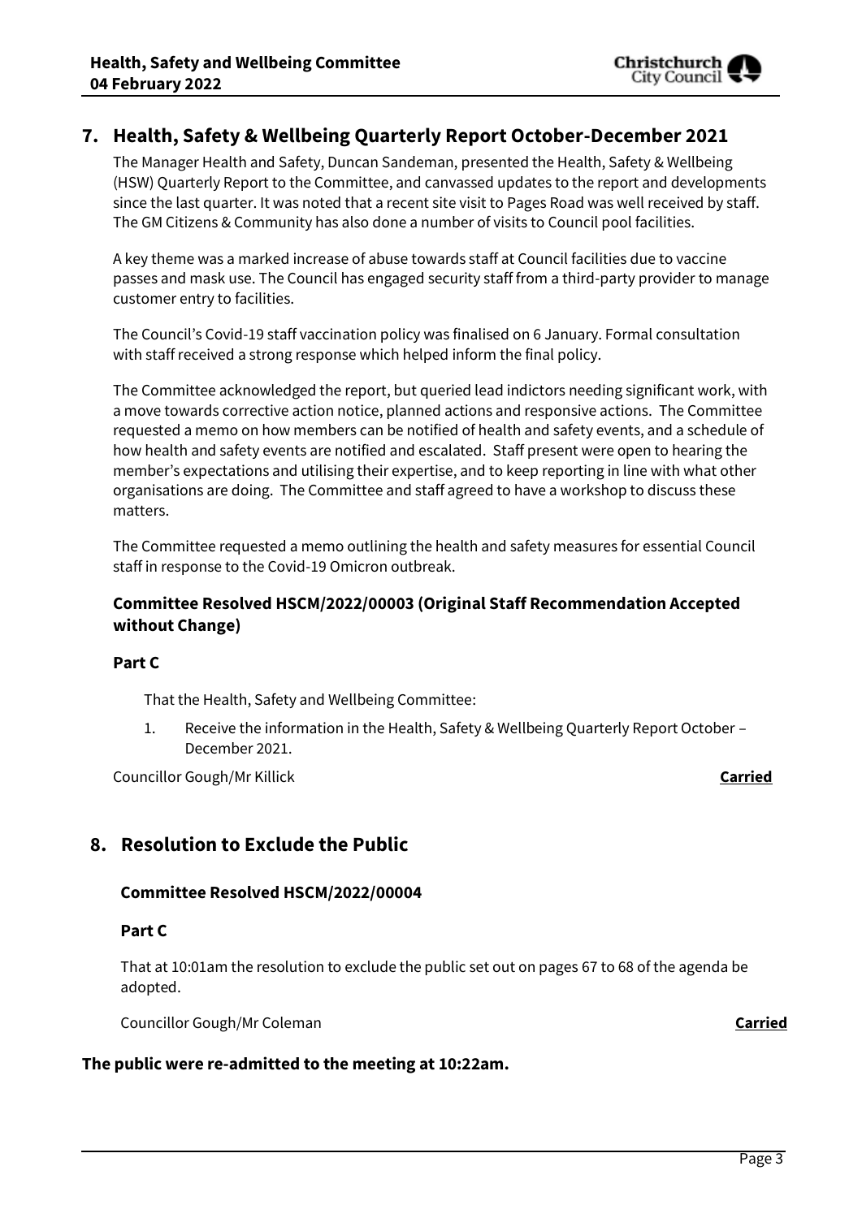## 7. Health, Safety & Wellbeing Quarterly Report October-December 2021

The Manager Health and Safety, Duncan Sandeman, presented the Health, Safety & Wellbeing (HSW) Quarterly Report to the Committee, and canvassed updates to the report and developments since the last quarter. It was noted that a recent site visit to Pages Road was well received by staff. The GM Citizens & Community has also done a number of visits to Council pool facilities.

A key theme was a marked increase of abuse towards staff at Council facilities due to vaccine passes and mask use. The Council has engaged security staff from a third-party provider to manage customer entry to facilities.

The Council's Covid-19 staff vaccination policy was finalised on 6 January. Formal consultation with staff received a strong response which helped inform the final policy.

The Committee acknowledged the report, but queried lead indictors needing significant work, with a move towards corrective action notice, planned actions and responsive actions. The Committee requested a memo on how members can be notified of health and safety events, and a schedule of how health and safety events are notified and escalated. Staff present were open to hearing the member's expectations and utilising their expertise, and to keep reporting in line with what other organisations are doing. The Committee and staff agreed to have a workshop to discuss these matters.

The Committee requested a memo outlining the health and safety measures for essential Council staff in response to the Covid-19 Omicron outbreak.

### Committee Resolved HSCM/2022/00003 (Original Staff Recommendation Accepted without Change)

**Part C**

That the Health, Safety and Wellbeing Committee:

1. Receive the information in the Health, Safety & Wellbeing Quarterly Report October – December 2021.

Councillor Gough/Mr Killick **Carried**

## 8. Resolution to Exclude the Public

### Committee Resolved HSCM/2022/00004

**Part C**

That at 10:01am the resolution to exclude the public set out on pages 67 to 68 of the agenda be adopted.

Councillor Gough/Mr Coleman **Carried**

**The public were re-admitted to the meeting at 10:22am.**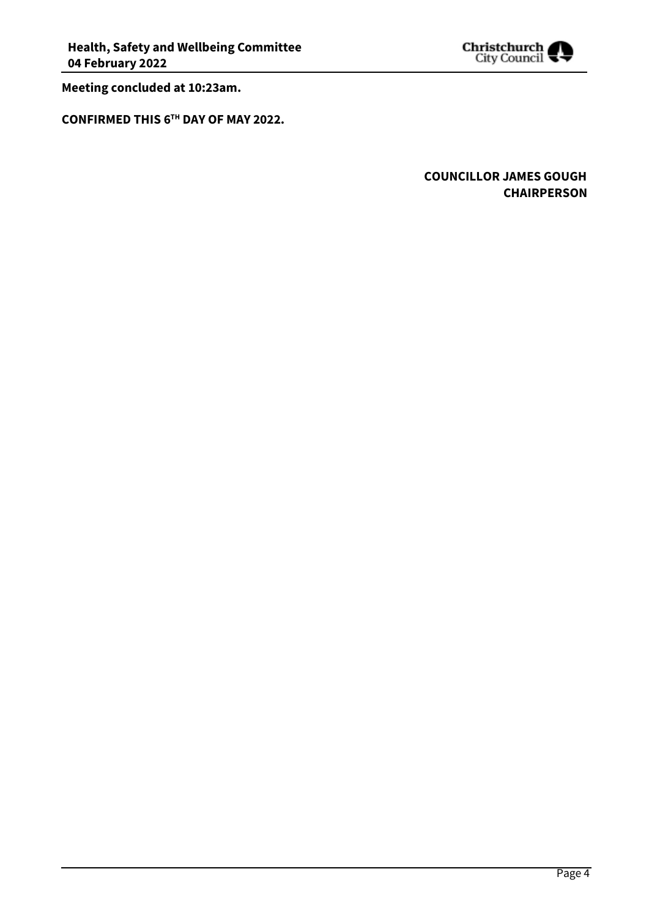**Meeting concluded at 10:23am.**

**CONFIRMED THIS 6TH DAY OF MAY 2022.**

**COUNCILLOR JAMES GOUGH**
**CHAIRPERSON**